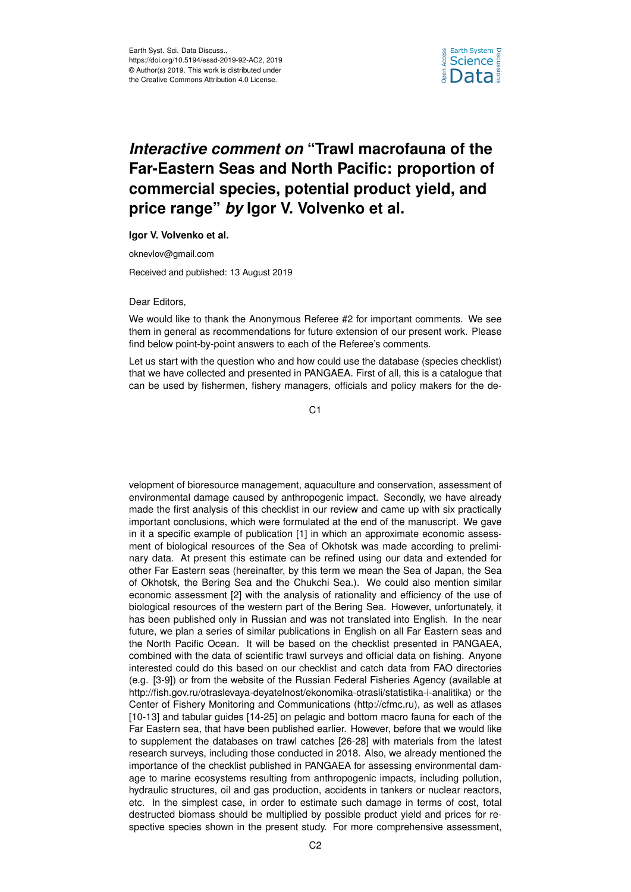# *Interactive comment on* "Trawl macrofauna of the Far-Eastern Seas and North Pacific: proportion of commercial species, potential product yield, and price range" *by* Igor V. Volvenko et al.

**Igor V. Volvenko et al.**

oknevlov@gmail.com

Received and published: 13 August 2019

Dear Editors,

We would like to thank the Anonymous Referee #2 for important comments. We see them in general as recommendations for future extension of our present work. Please find below point-by-point answers to each of the Referee's comments.

Let us start with the question who and how could use the database (species checklist) that we have collected and presented in PANGAEA. First of all, this is a catalogue that can be used by fishermen, fishery managers, officials and policy makers for the development of bioresource management, aquaculture and conservation, assessment of environmental damage caused by anthropogenic impact. Secondly, we have already made the first analysis of this checklist in our review and came up with six practically important conclusions, which were formulated at the end of the manuscript. We gave in it a specific example of publication [1] in which an approximate economic assessment of biological resources of the Sea of Okhotsk was made according to preliminary data. At present this estimate can be refined using our data and extended for other Far Eastern seas (hereinafter, by this term we mean the Sea of Japan, the Sea of Okhotsk, the Bering Sea and the Chukchi Sea.). We could also mention similar economic assessment [2] with the analysis of rationality and efficiency of the use of biological resources of the western part of the Bering Sea. However, unfortunately, it has been published only in Russian and was not translated into English. In the near future, we plan a series of similar publications in English on all Far Eastern seas and the North Pacific Ocean. It will be based on the checklist presented in PANGAEA, combined with the data of scientific trawl surveys and official data on fishing. Anyone interested could do this based on our checklist and catch data from FAO directories (e.g. [3-9]) or from the website of the Russian Federal Fisheries Agency (available at http://fish.gov.ru/otraslevaya-deyatelnost/ekonomika-otrasli/statistika-i-analitika) or the Center of Fishery Monitoring and Communications (http://cfmc.ru), as well as atlases [10-13] and tabular guides [14-25] on pelagic and bottom macro fauna for each of the Far Eastern sea, that have been published earlier. However, before that we would like to supplement the databases on trawl catches [26-28] with materials from the latest research surveys, including those conducted in 2018. Also, we already mentioned the importance of the checklist published in PANGAEA for assessing environmental damage to marine ecosystems resulting from anthropogenic impacts, including pollution, hydraulic structures, oil and gas production, accidents in tankers or nuclear reactors, etc. In the simplest case, in order to estimate such damage in terms of cost, total destructed biomass should be multiplied by possible product yield and prices for respective species shown in the present study. For more comprehensive assessment,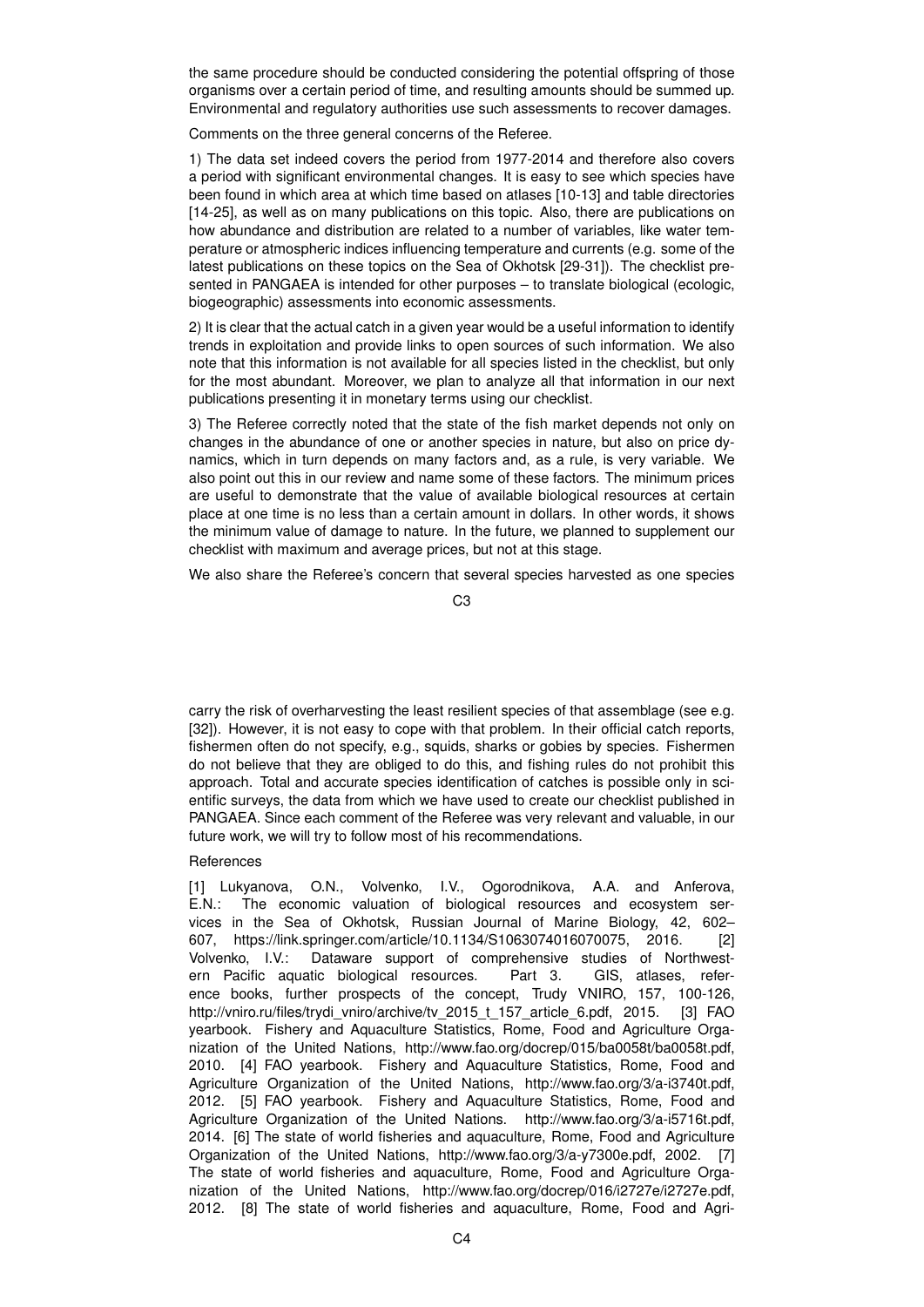the same procedure should be conducted considering the potential offspring of those organisms over a certain period of time, and resulting amounts should be summed up. Environmental and regulatory authorities use such assessments to recover damages.

Comments on the three general concerns of the Referee.

1) The data set indeed covers the period from 1977-2014 and therefore also covers a period with significant environmental changes. It is easy to see which species have been found in which area at which time based on atlases [10-13] and table directories [14-25], as well as on many publications on this topic. Also, there are publications on how abundance and distribution are related to a number of variables, like water temperature or atmospheric indices influencing temperature and currents (e.g. some of the latest publications on these topics on the Sea of Okhotsk [29-31]). The checklist presented in PANGAEA is intended for other purposes – to translate biological (ecologic, biogeographic) assessments into economic assessments.

2) It is clear that the actual catch in a given year would be a useful information to identify trends in exploitation and provide links to open sources of such information. We also note that this information is not available for all species listed in the checklist, but only for the most abundant. Moreover, we plan to analyze all that information in our next publications presenting it in monetary terms using our checklist.

3) The Referee correctly noted that the state of the fish market depends not only on changes in the abundance of one or another species in nature, but also on price dynamics, which in turn depends on many factors and, as a rule, is very variable. We also point out this in our review and name some of these factors. The minimum prices are useful to demonstrate that the value of available biological resources at certain place at one time is no less than a certain amount in dollars. In other words, it shows the minimum value of damage to nature. In the future, we planned to supplement our checklist with maximum and average prices, but not at this stage.

We also share the Referee's concern that several species harvested as one species carry the risk of overharvesting the least resilient species of that assemblage (see e.g. [32]). However, it is not easy to cope with that problem. In their official catch reports, fishermen often do not specify, e.g., squids, sharks or gobies by species. Fishermen do not believe that they are obliged to do this, and fishing rules do not prohibit this approach. Total and accurate species identification of catches is possible only in scientific surveys, the data from which we have used to create our checklist published in PANGAEA. Since each comment of the Referee was very relevant and valuable, in our future work, we will try to follow most of his recommendations.

References

[1] Lukyanova, O.N., Volvenko, I.V., Ogorodnikova, A.A. and Anferova, E.N.: The economic valuation of biological resources and ecosystem services in the Sea of Okhotsk, Russian Journal of Marine Biology, 42, 602–607, https://link.springer.com/article/10.1134/S1063074016070075, 2016. [2] Volvenko, I.V.: Dataware support of comprehensive studies of Northwestern Pacific aquatic biological resources. Part 3. GIS, atlases, reference books, further prospects of the concept, Trudy VNIRO, 157, 100-126, http://vniro.ru/files/trydi_vniro/archive/tv_2015_t_157_article_6.pdf, 2015. [3] FAO yearbook. Fishery and Aquaculture Statistics, Rome, Food and Agriculture Organization of the United Nations, http://www.fao.org/docrep/015/ba0058t/ba0058t.pdf, 2010. [4] FAO yearbook. Fishery and Aquaculture Statistics, Rome, Food and Agriculture Organization of the United Nations, http://www.fao.org/3/a-i3740t.pdf, 2012. [5] FAO yearbook. Fishery and Aquaculture Statistics, Rome, Food and Agriculture Organization of the United Nations. http://www.fao.org/3/a-i5716t.pdf, 2014. [6] The state of world fisheries and aquaculture, Rome, Food and Agriculture Organization of the United Nations, http://www.fao.org/3/a-y7300e.pdf, 2002. [7] The state of world fisheries and aquaculture, Rome, Food and Agriculture Organization of the United Nations, http://www.fao.org/docrep/016/i2727e/i2727e.pdf, 2012. [8] The state of world fisheries and aquaculture, Rome, Food and Agri-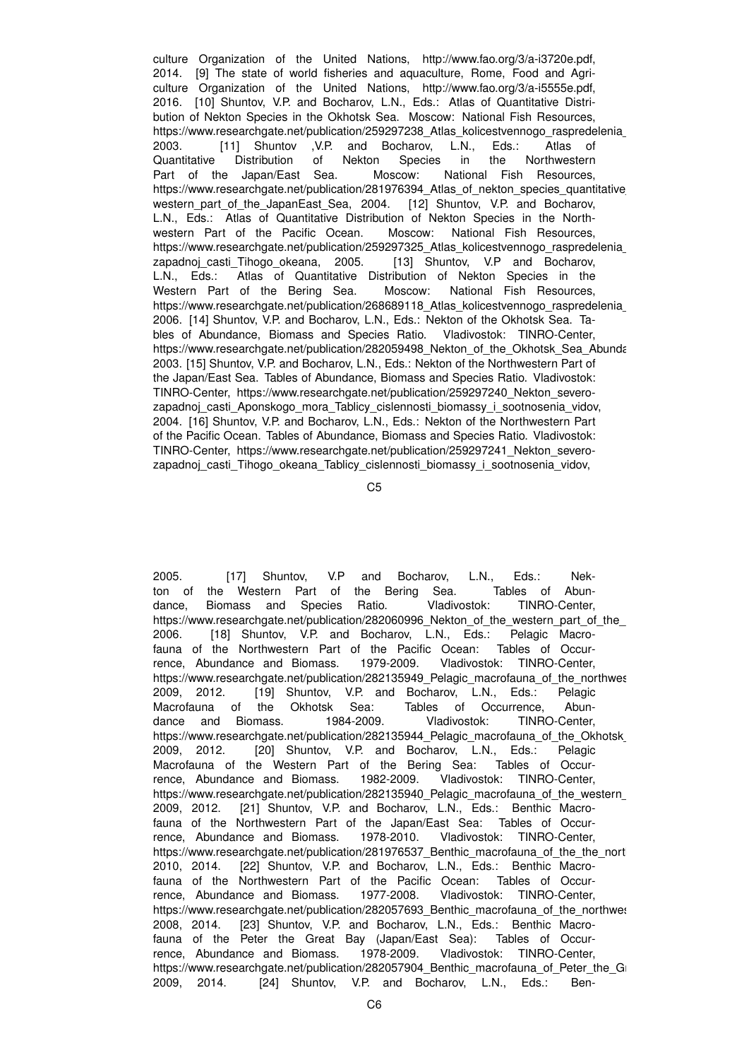culture Organization of the United Nations, http://www.fao.org/3/a-i3720e.pdf, 2014. [9] The state of world fisheries and aquaculture, Rome, Food and Agriculture Organization of the United Nations, http://www.fao.org/3/a-i5555e.pdf, 2016. [10] Shuntov, V.P. and Bocharov, L.N., Eds.: Atlas of Quantitative Distribution of Nekton Species in the Okhotsk Sea. Moscow: National Fish Resources, https://www.researchgate.net/publication/259297238_Atlas_kolicestvennogo_raspredelenia_ 2003. [11] Shuntov ,V.P. and Bocharov, L.N., Eds.: Atlas of Quantitative Distribution of Nekton Species in the Northwestern Part of the Japan/East Sea. Moscow: National Fish Resources, https://www.researchgate.net/publication/281976394_Atlas_of_nekton_species_quantitative_ western_part_of_the_JapanEast_Sea, 2004. [12] Shuntov, V.P. and Bocharov, L.N., Eds.: Atlas of Quantitative Distribution of Nekton Species in the Northwestern Part of the Pacific Ocean. Moscow: National Fish Resources, https://www.researchgate.net/publication/259297325_Atlas_kolicestvennogo_raspredelenia_ zapadnoj_casti_Tihogo_okeana, 2005. [13] Shuntov, V.P and Bocharov, L.N., Eds.: Atlas of Quantitative Distribution of Nekton Species in the Western Part of the Bering Sea. Moscow: National Fish Resources, https://www.researchgate.net/publication/268689118_Atlas_kolicestvennogo_raspredelenia_ 2006. [14] Shuntov, V.P. and Bocharov, L.N., Eds.: Nekton of the Okhotsk Sea. Tables of Abundance, Biomass and Species Ratio. Vladivostok: TINRO-Center, https://www.researchgate.net/publication/282059498_Nekton_of_the_Okhotsk_Sea_Abunda 2003. [15] Shuntov, V.P. and Bocharov, L.N., Eds.: Nekton of the Northwestern Part of the Japan/East Sea. Tables of Abundance, Biomass and Species Ratio. Vladivostok: TINRO-Center, https://www.researchgate.net/publication/259297240_Nekton_severo-zapadnoj_casti_Aponskogo_mora_Tablicy_cislennosti_biomassy_i_sootnosenia_vidov, 2004. [16] Shuntov, V.P. and Bocharov, L.N., Eds.: Nekton of the Northwestern Part of the Pacific Ocean. Tables of Abundance, Biomass and Species Ratio. Vladivostok: TINRO-Center, https://www.researchgate.net/publication/259297241_Nekton_severo-zapadnoj_casti_Tihogo_okeana_Tablicy_cislennosti_biomassy_i_sootnosenia_vidov, 2005. [17] Shuntov, V.P and Bocharov, L.N., Eds.: Nekton of the Western Part of the Bering Sea. Tables of Abundance, Biomass and Species Ratio. Vladivostok: TINRO-Center, https://www.researchgate.net/publication/282060996_Nekton_of_the_western_part_of_the_ 2006. [18] Shuntov, V.P. and Bocharov, L.N., Eds.: Pelagic Macrofauna of the Northwestern Part of the Pacific Ocean: Tables of Occurrence, Abundance and Biomass. 1979-2009. Vladivostok: TINRO-Center, https://www.researchgate.net/publication/282135949_Pelagic_macrofauna_of_the_northwes 2009, 2012. [19] Shuntov, V.P. and Bocharov, L.N., Eds.: Pelagic Macrofauna of the Okhotsk Sea: Tables of Occurrence, Abundance and Biomass. 1984-2009. Vladivostok: TINRO-Center, https://www.researchgate.net/publication/282135944_Pelagic_macrofauna_of_the_Okhotsk_ 2009, 2012. [20] Shuntov, V.P. and Bocharov, L.N., Eds.: Pelagic Macrofauna of the Western Part of the Bering Sea: Tables of Occurrence, Abundance and Biomass. 1982-2009. Vladivostok: TINRO-Center, https://www.researchgate.net/publication/282135940_Pelagic_macrofauna_of_the_western_ 2009, 2012. [21] Shuntov, V.P. and Bocharov, L.N., Eds.: Benthic Macrofauna of the Northwestern Part of the Japan/East Sea: Tables of Occurrence, Abundance and Biomass. 1978-2010. Vladivostok: TINRO-Center, https://www.researchgate.net/publication/281976537_Benthic_macrofauna_of_the_the_nort 2010, 2014. [22] Shuntov, V.P. and Bocharov, L.N., Eds.: Benthic Macrofauna of the Northwestern Part of the Pacific Ocean: Tables of Occurrence, Abundance and Biomass. 1977-2008. Vladivostok: TINRO-Center, https://www.researchgate.net/publication/282057693_Benthic_macrofauna_of_the_northwes 2008, 2014. [23] Shuntov, V.P. and Bocharov, L.N., Eds.: Benthic Macrofauna of the Peter the Great Bay (Japan/East Sea): Tables of Occurrence, Abundance and Biomass. 1978-2009. Vladivostok: TINRO-Center, https://www.researchgate.net/publication/282057904_Benthic_macrofauna_of_Peter_the_Gr 2009, 2014. [24] Shuntov, V.P. and Bocharov, L.N., Eds.: Ben-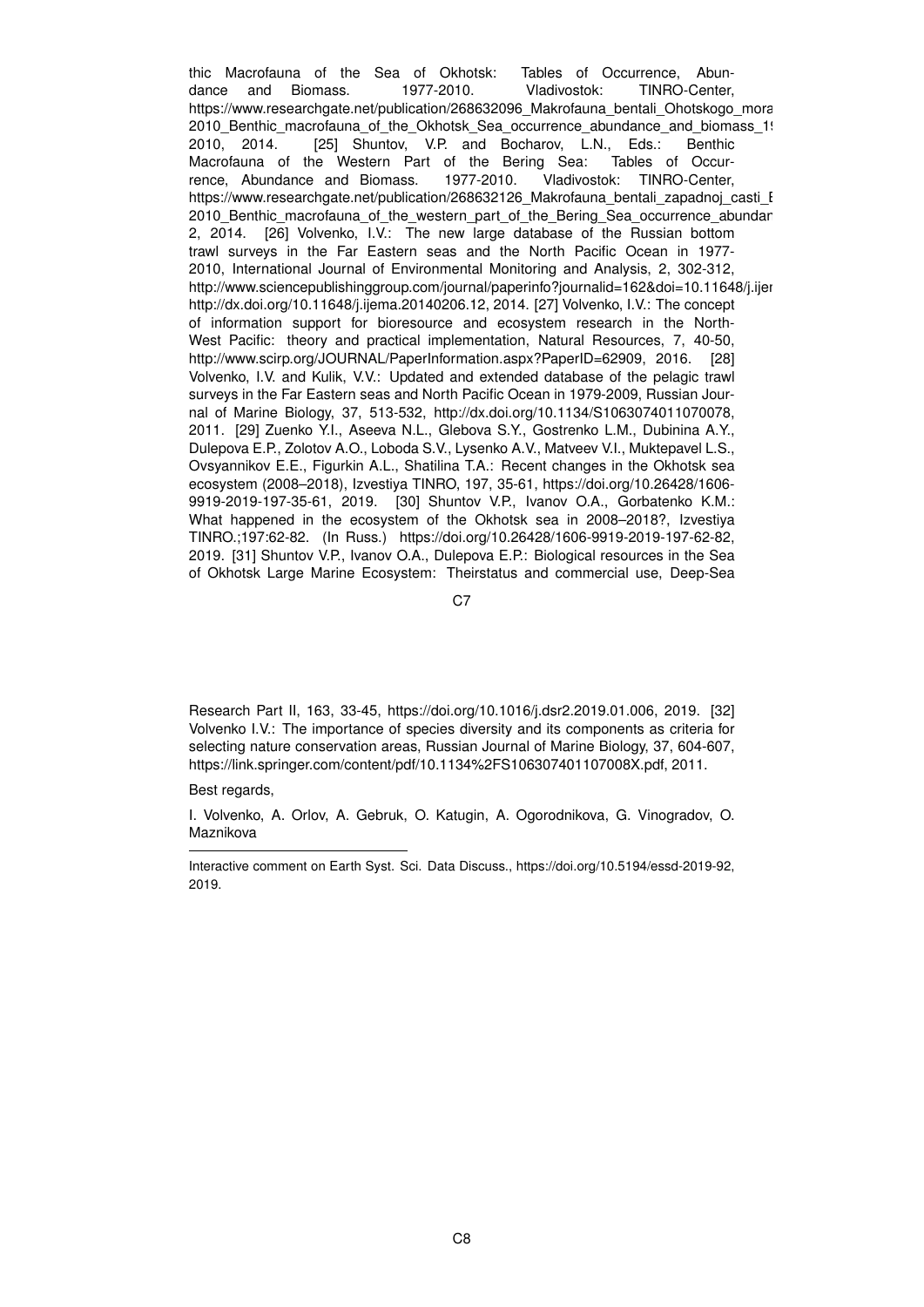thic Macrofauna of the Sea of Okhotsk: Tables of Occurrence, Abundance and Biomass. 1977-2010. Vladivostok: TINRO-Center, https://www.researchgate.net/publication/268632096_Makrofauna_bentali_Ohotskogo_mora 2010_Benthic_macrofauna_of_the_Okhotsk_Sea_occurrence_abundance_and_biomass_19 2010, 2014. [25] Shuntov, V.P. and Bocharov, L.N., Eds.: Benthic Macrofauna of the Western Part of the Bering Sea: Tables of Occurrence, Abundance and Biomass. 1977-2010. Vladivostok: TINRO-Center, https://www.researchgate.net/publication/268632126_Makrofauna_bentali_zapadnoj_casti_B 2010_Benthic_macrofauna_of_the_western_part_of_the_Bering_Sea_occurrence_abundan 2, 2014. [26] Volvenko, I.V.: The new large database of the Russian bottom trawl surveys in the Far Eastern seas and the North Pacific Ocean in 1977-2010, International Journal of Environmental Monitoring and Analysis, 2, 302-312, http://www.sciencepublishinggroup.com/journal/paperinfo?journalid=162&doi=10.11648/j.ijem http://dx.doi.org/10.11648/j.ijema.20140206.12, 2014. [27] Volvenko, I.V.: The concept of information support for bioresource and ecosystem research in the North-West Pacific: theory and practical implementation, Natural Resources, 7, 40-50, http://www.scirp.org/JOURNAL/PaperInformation.aspx?PaperID=62909, 2016. [28] Volvenko, I.V. and Kulik, V.V.: Updated and extended database of the pelagic trawl surveys in the Far Eastern seas and North Pacific Ocean in 1979-2009, Russian Journal of Marine Biology, 37, 513-532, http://dx.doi.org/10.1134/S1063074011070078, 2011. [29] Zuenko Y.I., Aseeva N.L., Glebova S.Y., Gostrenko L.M., Dubinina A.Y., Dulepova E.P., Zolotov A.O., Loboda S.V., Lysenko A.V., Matveev V.I., Muktepavel L.S., Ovsyannikov E.E., Figurkin A.L., Shatilina T.A.: Recent changes in the Okhotsk sea ecosystem (2008–2018), Izvestiya TINRO, 197, 35-61, https://doi.org/10.26428/1606-9919-2019-197-35-61, 2019. [30] Shuntov V.P., Ivanov O.A., Gorbatenko K.M.: What happened in the ecosystem of the Okhotsk sea in 2008–2018?, Izvestiya TINRO.;197:62-82. (In Russ.) https://doi.org/10.26428/1606-9919-2019-197-62-82, 2019. [31] Shuntov V.P., Ivanov O.A., Dulepova E.P.: Biological resources in the Sea of Okhotsk Large Marine Ecosystem: Theirstatus and commercial use, Deep-Sea Research Part II, 163, 33-45, https://doi.org/10.1016/j.dsr2.2019.01.006, 2019. [32] Volvenko I.V.: The importance of species diversity and its components as criteria for selecting nature conservation areas, Russian Journal of Marine Biology, 37, 604-607, https://link.springer.com/content/pdf/10.1134%2FS106307401107008X.pdf, 2011.

Best regards,

I. Volvenko, A. Orlov, A. Gebruk, O. Katugin, A. Ogorodnikova, G. Vinogradov, O. Maznikova

---

Interactive comment on Earth Syst. Sci. Data Discuss., https://doi.org/10.5194/essd-2019-92, 2019.